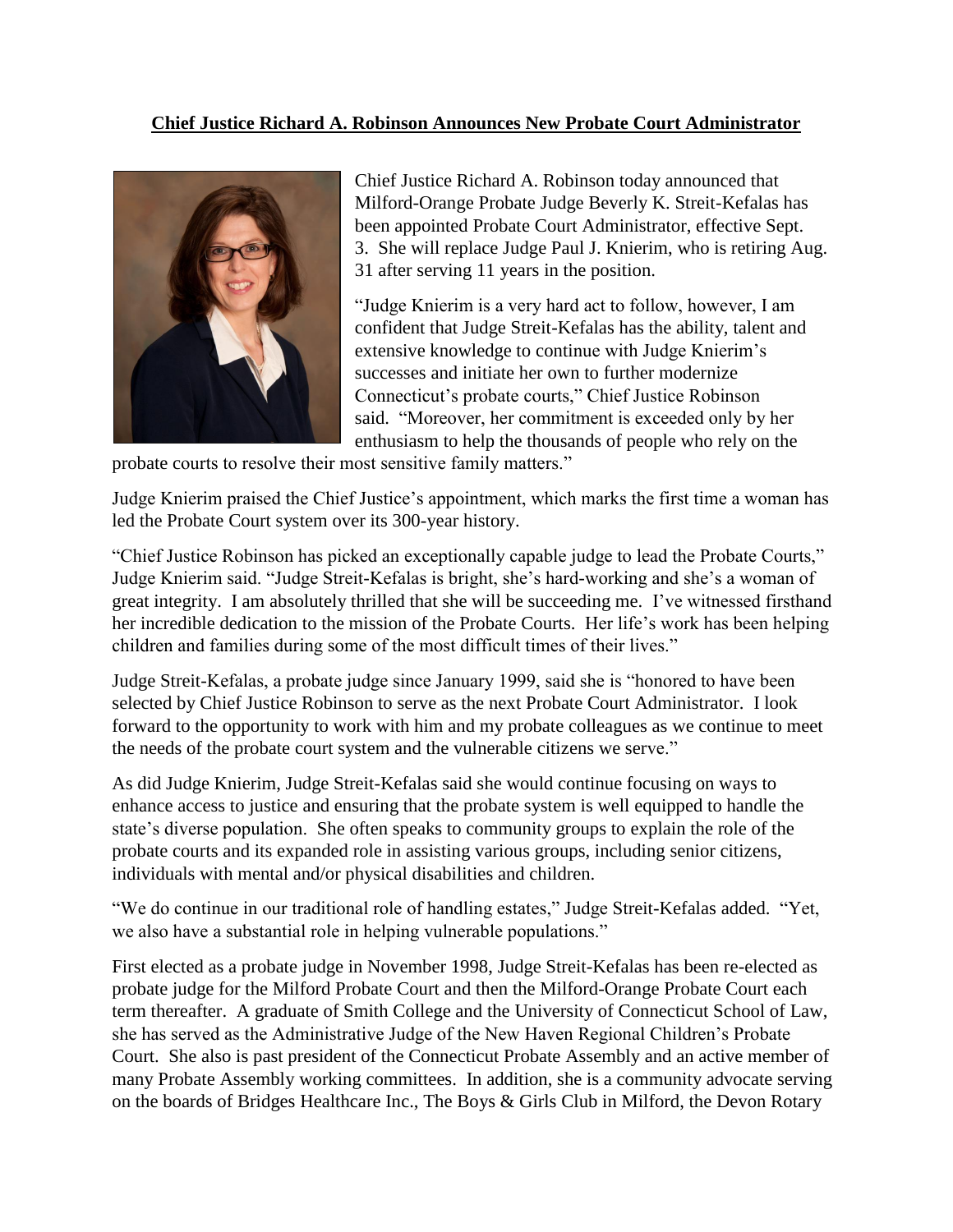**Chief Justice Richard A. Robinson Announces New Probate Court Administrator**

Chief Justice Richard A. Robinson today announced that Milford-Orange Probate Judge Beverly K. Streit-Kefalas has been appointed Probate Court Administrator, effective Sept. 3. She will replace Judge Paul J. Knierim, who is retiring Aug. 31 after serving 11 years in the position.

"Judge Knierim is a very hard act to follow, however, I am confident that Judge Streit-Kefalas has the ability, talent and extensive knowledge to continue with Judge Knierim's successes and initiate her own to further modernize Connecticut's probate courts," Chief Justice Robinson said. "Moreover, her commitment is exceeded only by her enthusiasm to help the thousands of people who rely on the probate courts to resolve their most sensitive family matters."

Judge Knierim praised the Chief Justice's appointment, which marks the first time a woman has led the Probate Court system over its 300-year history.

"Chief Justice Robinson has picked an exceptionally capable judge to lead the Probate Courts," Judge Knierim said. "Judge Streit-Kefalas is bright, she's hard-working and she's a woman of great integrity. I am absolutely thrilled that she will be succeeding me. I've witnessed firsthand her incredible dedication to the mission of the Probate Courts. Her life's work has been helping children and families during some of the most difficult times of their lives."

Judge Streit-Kefalas, a probate judge since January 1999, said she is "honored to have been selected by Chief Justice Robinson to serve as the next Probate Court Administrator. I look forward to the opportunity to work with him and my probate colleagues as we continue to meet the needs of the probate court system and the vulnerable citizens we serve."

As did Judge Knierim, Judge Streit-Kefalas said she would continue focusing on ways to enhance access to justice and ensuring that the probate system is well equipped to handle the state's diverse population. She often speaks to community groups to explain the role of the probate courts and its expanded role in assisting various groups, including senior citizens, individuals with mental and/or physical disabilities and children.

"We do continue in our traditional role of handling estates," Judge Streit-Kefalas added. "Yet, we also have a substantial role in helping vulnerable populations."

First elected as a probate judge in November 1998, Judge Streit-Kefalas has been re-elected as probate judge for the Milford Probate Court and then the Milford-Orange Probate Court each term thereafter. A graduate of Smith College and the University of Connecticut School of Law, she has served as the Administrative Judge of the New Haven Regional Children's Probate Court. She also is past president of the Connecticut Probate Assembly and an active member of many Probate Assembly working committees. In addition, she is a community advocate serving on the boards of Bridges Healthcare Inc., The Boys & Girls Club in Milford, the Devon Rotary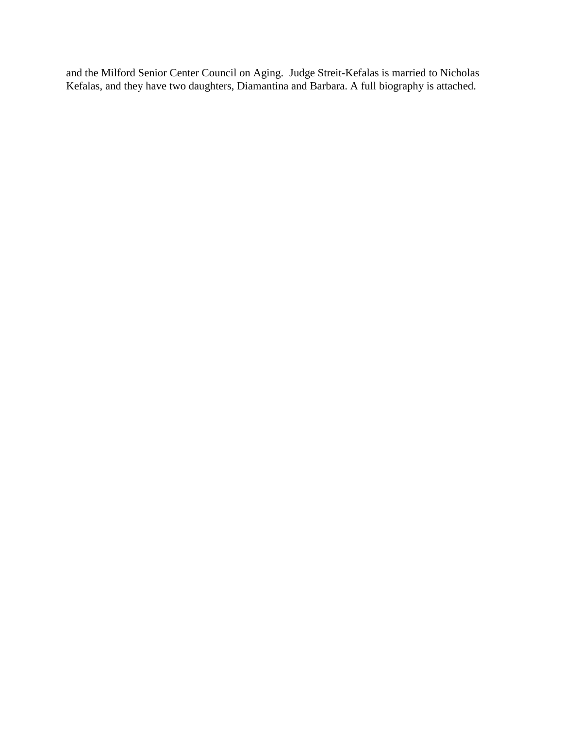and the Milford Senior Center Council on Aging. Judge Streit-Kefalas is married to Nicholas Kefalas, and they have two daughters, Diamantina and Barbara. A full biography is attached.